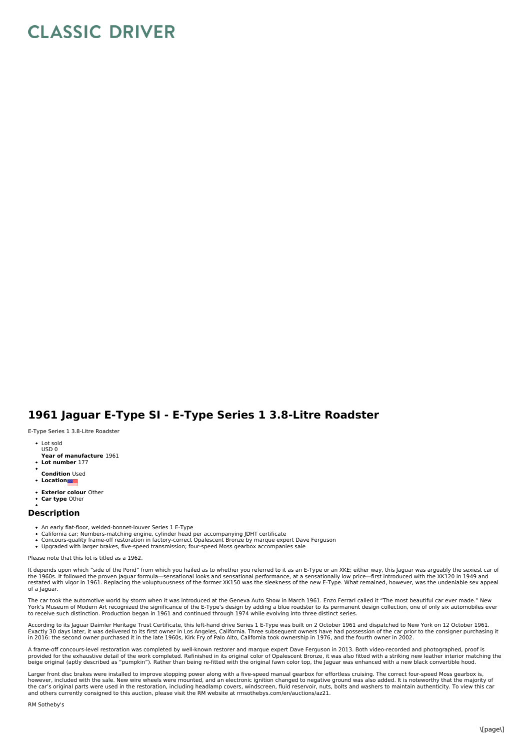# CLASSIC DRIVER

## 1961 Jaguar E-Type SI - E-Type Series 1 3.8-Litre Roadster

E-Type Series 1 3.8-Litre Roadster

- Lot sold
  USD 0
  **Year of manufacture** 1961
- **Lot number** 177
- 
  **Condition** Used
- **Location**
- **Exterior colour** Other
- **Car type** Other
- 

### Description

- An early flat-floor, welded-bonnet-louver Series 1 E-Type
- California car; Numbers-matching engine, cylinder head per accompanying JDHT certificate
- Concours-quality frame-off restoration in factory-correct Opalescent Bronze by marque expert Dave Ferguson
- Upgraded with larger brakes, five-speed transmission; four-speed Moss gearbox accompanies sale

Please note that this lot is titled as a 1962.

It depends upon which "side of the Pond" from which you hailed as to whether you referred to it as an E-Type or an XKE; either way, this Jaguar was arguably the sexiest car of the 1960s. It followed the proven Jaguar formula—sensational looks and sensational performance, at a sensationally low price—first introduced with the XK120 in 1949 and restated with vigor in 1961. Replacing the voluptuousness of the former XK150 was the sleekness of the new E-Type. What remained, however, was the undeniable sex appeal of a Jaguar.

The car took the automotive world by storm when it was introduced at the Geneva Auto Show in March 1961. Enzo Ferrari called it "The most beautiful car ever made." New York's Museum of Modern Art recognized the significance of the E-Type's design by adding a blue roadster to its permanent design collection, one of only six automobiles ever to receive such distinction. Production began in 1961 and continued through 1974 while evolving into three distinct series.

According to its Jaguar Daimler Heritage Trust Certificate, this left-hand drive Series 1 E-Type was built on 2 October 1961 and dispatched to New York on 12 October 1961. Exactly 30 days later, it was delivered to its first owner in Los Angeles, California. Three subsequent owners have had possession of the car prior to the consigner purchasing it in 2016: the second owner purchased it in the late 1960s, Kirk Fry of Palo Alto, California took ownership in 1976, and the fourth owner in 2002.

A frame-off concours-level restoration was completed by well-known restorer and marque expert Dave Ferguson in 2013. Both video-recorded and photographed, proof is provided for the exhaustive detail of the work completed. Refinished in its original color of Opalescent Bronze, it was also fitted with a striking new leather interior matching the beige original (aptly described as "pumpkin"). Rather than being re-fitted with the original fawn color top, the Jaguar was enhanced with a new black convertible hood.

Larger front disc brakes were installed to improve stopping power along with a five-speed manual gearbox for effortless cruising. The correct four-speed Moss gearbox is, however, included with the sale. New wire wheels were mounted, and an electronic ignition changed to negative ground was also added. It is noteworthy that the majority of the car's original parts were used in the restoration, including headlamp covers, windscreen, fluid reservoir, nuts, bolts and washers to maintain authenticity. To view this car and others currently consigned to this auction, please visit the RM website at rmsothebys.com/en/auctions/az21.

RM Sotheby's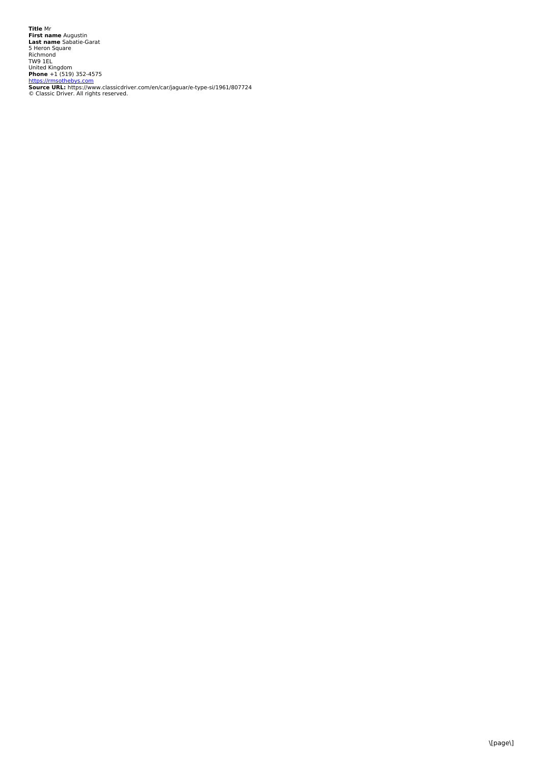**Title** Mr
**First name** Augustin
**Last name** Sabatie-Garat
5 Heron Square
Richmond
TW9 1EL
United Kingdom
**Phone** +1 (519) 352-4575
[https://rmsothebys.com](https://rmsothebys.com)
**Source URL:** https://www.classicdriver.com/en/car/jaguar/e-type-si/1961/807724
© Classic Driver. All rights reserved.